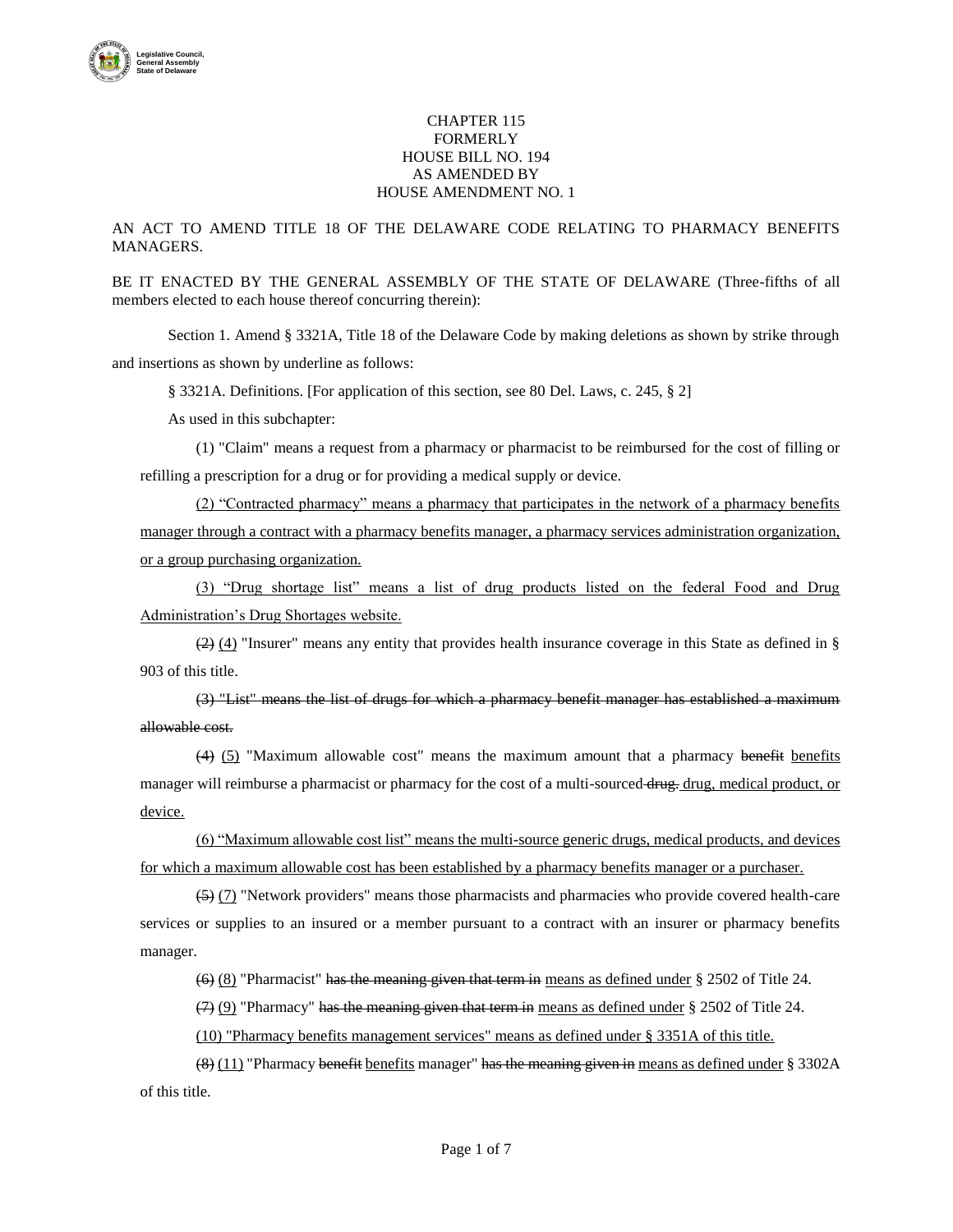CHAPTER 115
FORMERLY
HOUSE BILL NO. 194
AS AMENDED BY
HOUSE AMENDMENT NO. 1

AN ACT TO AMEND TITLE 18 OF THE DELAWARE CODE RELATING TO PHARMACY BENEFITS MANAGERS.

BE IT ENACTED BY THE GENERAL ASSEMBLY OF THE STATE OF DELAWARE (Three-fifths of all members elected to each house thereof concurring therein):

Section 1. Amend § 3321A, Title 18 of the Delaware Code by making deletions as shown by strike through and insertions as shown by underline as follows:

§ 3321A. Definitions. [For application of this section, see 80 Del. Laws, c. 245, § 2]

As used in this subchapter:

(1) "Claim" means a request from a pharmacy or pharmacist to be reimbursed for the cost of filling or refilling a prescription for a drug or for providing a medical supply or device.

<u>(2) "Contracted pharmacy" means a pharmacy that participates in the network of a pharmacy benefits manager through a contract with a pharmacy benefits manager, a pharmacy services administration organization, or a group purchasing organization.</u>

<u>(3) "Drug shortage list" means a list of drug products listed on the federal Food and Drug Administration's Drug Shortages website.</u>

~~(2)~~ <u>(4)</u> "Insurer" means any entity that provides health insurance coverage in this State as defined in § 903 of this title.

~~(3) "List" means the list of drugs for which a pharmacy benefit manager has established a maximum allowable cost.~~

~~(4)~~ <u>(5)</u> "Maximum allowable cost" means the maximum amount that a pharmacy ~~benefit~~ <u>benefits</u> manager will reimburse a pharmacist or pharmacy for the cost of a multi-sourced ~~drug.~~ <u>drug, medical product, or device.</u>

<u>(6) "Maximum allowable cost list" means the multi-source generic drugs, medical products, and devices for which a maximum allowable cost has been established by a pharmacy benefits manager or a purchaser.</u>

~~(5)~~ <u>(7)</u> "Network providers" means those pharmacists and pharmacies who provide covered health-care services or supplies to an insured or a member pursuant to a contract with an insurer or pharmacy benefits manager.

~~(6)~~ <u>(8)</u> "Pharmacist" ~~has the meaning given that term in~~ <u>means as defined under</u> § 2502 of Title 24.

~~(7)~~ <u>(9)</u> "Pharmacy" ~~has the meaning given that term in~~ <u>means as defined under</u> § 2502 of Title 24.

<u>(10) "Pharmacy benefits management services" means as defined under § 3351A of this title.</u>

~~(8)~~ <u>(11)</u> "Pharmacy ~~benefit~~ <u>benefits</u> manager" ~~has the meaning given in~~ <u>means as defined under</u> § 3302A of this title.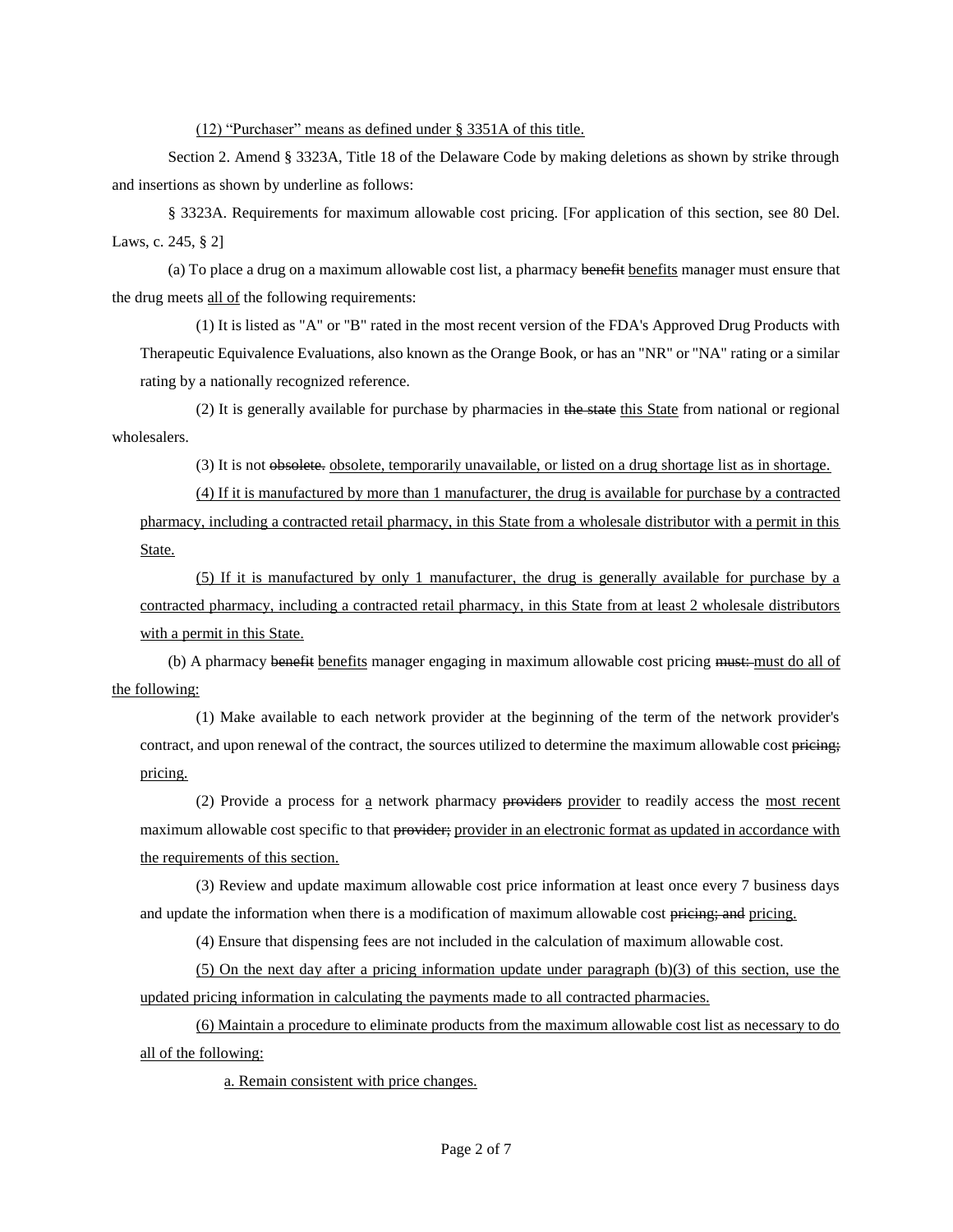<u>(12) "Purchaser" means as defined under § 3351A of this title.</u>

Section 2. Amend § 3323A, Title 18 of the Delaware Code by making deletions as shown by strike through and insertions as shown by underline as follows:

§ 3323A. Requirements for maximum allowable cost pricing. [For application of this section, see 80 Del. Laws, c. 245, § 2]

(a) To place a drug on a maximum allowable cost list, a pharmacy ~~benefit~~ <u>benefits</u> manager must ensure that the drug meets <u>all of</u> the following requirements:

(1) It is listed as "A" or "B" rated in the most recent version of the FDA's Approved Drug Products with Therapeutic Equivalence Evaluations, also known as the Orange Book, or has an "NR" or "NA" rating or a similar rating by a nationally recognized reference.

(2) It is generally available for purchase by pharmacies in ~~the state~~ <u>this State</u> from national or regional wholesalers.

(3) It is not ~~obsolete.~~ <u>obsolete, temporarily unavailable, or listed on a drug shortage list as in shortage.</u>

<u>(4) If it is manufactured by more than 1 manufacturer, the drug is available for purchase by a contracted pharmacy, including a contracted retail pharmacy, in this State from a wholesale distributor with a permit in this State.</u>

<u>(5) If it is manufactured by only 1 manufacturer, the drug is generally available for purchase by a contracted pharmacy, including a contracted retail pharmacy, in this State from at least 2 wholesale distributors with a permit in this State.</u>

(b) A pharmacy ~~benefit~~ <u>benefits</u> manager engaging in maximum allowable cost pricing ~~must:~~ <u>must do all of the following:</u>

(1) Make available to each network provider at the beginning of the term of the network provider's contract, and upon renewal of the contract, the sources utilized to determine the maximum allowable cost ~~pricing;~~ <u>pricing.</u>

(2) Provide a process for <u>a</u> network pharmacy ~~providers~~ <u>provider</u> to readily access the <u>most recent</u> maximum allowable cost specific to that ~~provider;~~ <u>provider in an electronic format as updated in accordance with the requirements of this section.</u>

(3) Review and update maximum allowable cost price information at least once every 7 business days and update the information when there is a modification of maximum allowable cost ~~pricing; and~~ <u>pricing.</u>

(4) Ensure that dispensing fees are not included in the calculation of maximum allowable cost.

<u>(5) On the next day after a pricing information update under paragraph (b)(3) of this section, use the updated pricing information in calculating the payments made to all contracted pharmacies.</u>

<u>(6) Maintain a procedure to eliminate products from the maximum allowable cost list as necessary to do all of the following:</u>

<u>a. Remain consistent with price changes.</u>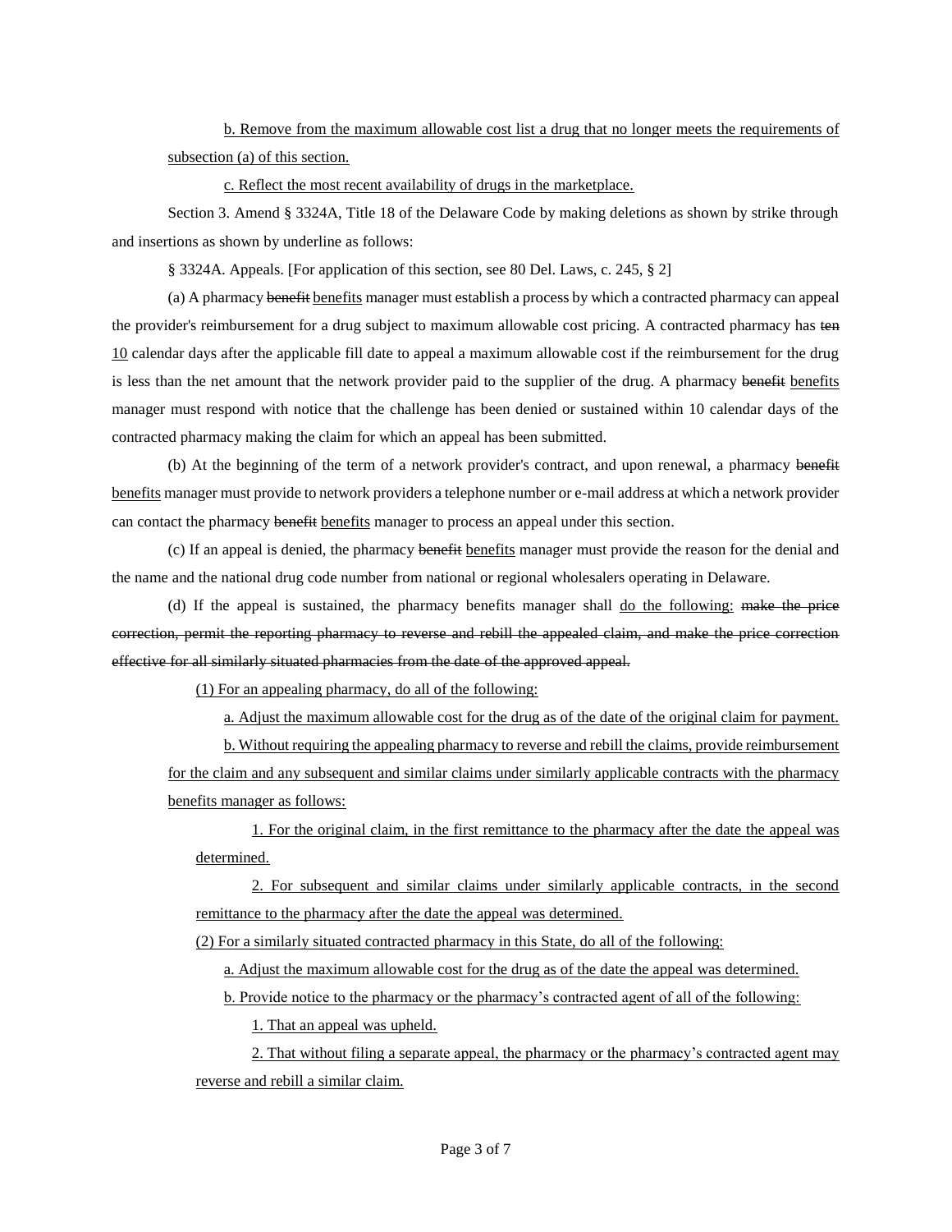b. Remove from the maximum allowable cost list a drug that no longer meets the requirements of subsection (a) of this section.

c. Reflect the most recent availability of drugs in the marketplace.

Section 3. Amend § 3324A, Title 18 of the Delaware Code by making deletions as shown by strike through and insertions as shown by underline as follows:

§ 3324A. Appeals. [For application of this section, see 80 Del. Laws, c. 245, § 2]

(a) A pharmacy ~~benefit~~ <u>benefits</u> manager must establish a process by which a contracted pharmacy can appeal the provider's reimbursement for a drug subject to maximum allowable cost pricing. A contracted pharmacy has ~~ten~~ <u>10</u> calendar days after the applicable fill date to appeal a maximum allowable cost if the reimbursement for the drug is less than the net amount that the network provider paid to the supplier of the drug. A pharmacy ~~benefit~~ <u>benefits</u> manager must respond with notice that the challenge has been denied or sustained within 10 calendar days of the contracted pharmacy making the claim for which an appeal has been submitted.

(b) At the beginning of the term of a network provider's contract, and upon renewal, a pharmacy ~~benefit~~ <u>benefits</u> manager must provide to network providers a telephone number or e-mail address at which a network provider can contact the pharmacy ~~benefit~~ <u>benefits</u> manager to process an appeal under this section.

(c) If an appeal is denied, the pharmacy ~~benefit~~ <u>benefits</u> manager must provide the reason for the denial and the name and the national drug code number from national or regional wholesalers operating in Delaware.

(d) If the appeal is sustained, the pharmacy benefits manager shall <u>do the following:</u> ~~make the price correction, permit the reporting pharmacy to reverse and rebill the appealed claim, and make the price correction effective for all similarly situated pharmacies from the date of the approved appeal.~~

<u>(1) For an appealing pharmacy, do all of the following:</u>

<u>a. Adjust the maximum allowable cost for the drug as of the date of the original claim for payment.</u>

<u>b. Without requiring the appealing pharmacy to reverse and rebill the claims, provide reimbursement for the claim and any subsequent and similar claims under similarly applicable contracts with the pharmacy benefits manager as follows:</u>

<u>1. For the original claim, in the first remittance to the pharmacy after the date the appeal was determined.</u>

<u>2. For subsequent and similar claims under similarly applicable contracts, in the second remittance to the pharmacy after the date the appeal was determined.</u>

<u>(2) For a similarly situated contracted pharmacy in this State, do all of the following:</u>

<u>a. Adjust the maximum allowable cost for the drug as of the date the appeal was determined.</u>

<u>b. Provide notice to the pharmacy or the pharmacy's contracted agent of all of the following:</u>

<u>1. That an appeal was upheld.</u>

<u>2. That without filing a separate appeal, the pharmacy or the pharmacy's contracted agent may reverse and rebill a similar claim.</u>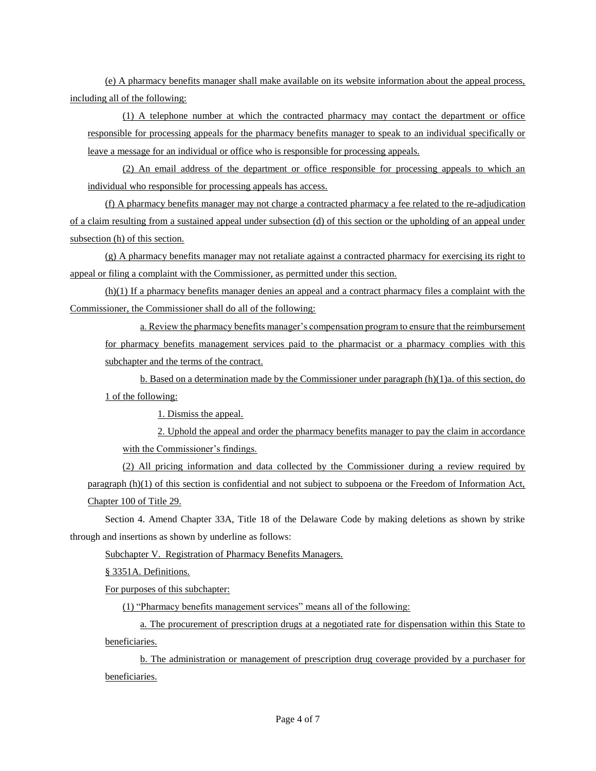(e) A pharmacy benefits manager shall make available on its website information about the appeal process, including all of the following:

(1) A telephone number at which the contracted pharmacy may contact the department or office responsible for processing appeals for the pharmacy benefits manager to speak to an individual specifically or leave a message for an individual or office who is responsible for processing appeals.

(2) An email address of the department or office responsible for processing appeals to which an individual who responsible for processing appeals has access.

(f) A pharmacy benefits manager may not charge a contracted pharmacy a fee related to the re-adjudication of a claim resulting from a sustained appeal under subsection (d) of this section or the upholding of an appeal under subsection (h) of this section.

(g) A pharmacy benefits manager may not retaliate against a contracted pharmacy for exercising its right to appeal or filing a complaint with the Commissioner, as permitted under this section.

(h)(1) If a pharmacy benefits manager denies an appeal and a contract pharmacy files a complaint with the Commissioner, the Commissioner shall do all of the following:

a. Review the pharmacy benefits manager's compensation program to ensure that the reimbursement for pharmacy benefits management services paid to the pharmacist or a pharmacy complies with this subchapter and the terms of the contract.

b. Based on a determination made by the Commissioner under paragraph (h)(1)a. of this section, do 1 of the following:

1. Dismiss the appeal.

2. Uphold the appeal and order the pharmacy benefits manager to pay the claim in accordance with the Commissioner's findings.

(2) All pricing information and data collected by the Commissioner during a review required by paragraph (h)(1) of this section is confidential and not subject to subpoena or the Freedom of Information Act, Chapter 100 of Title 29.

Section 4. Amend Chapter 33A, Title 18 of the Delaware Code by making deletions as shown by strike through and insertions as shown by underline as follows:

Subchapter V. Registration of Pharmacy Benefits Managers.

§ 3351A. Definitions.

For purposes of this subchapter:

(1) "Pharmacy benefits management services" means all of the following:

a. The procurement of prescription drugs at a negotiated rate for dispensation within this State to beneficiaries.

b. The administration or management of prescription drug coverage provided by a purchaser for beneficiaries.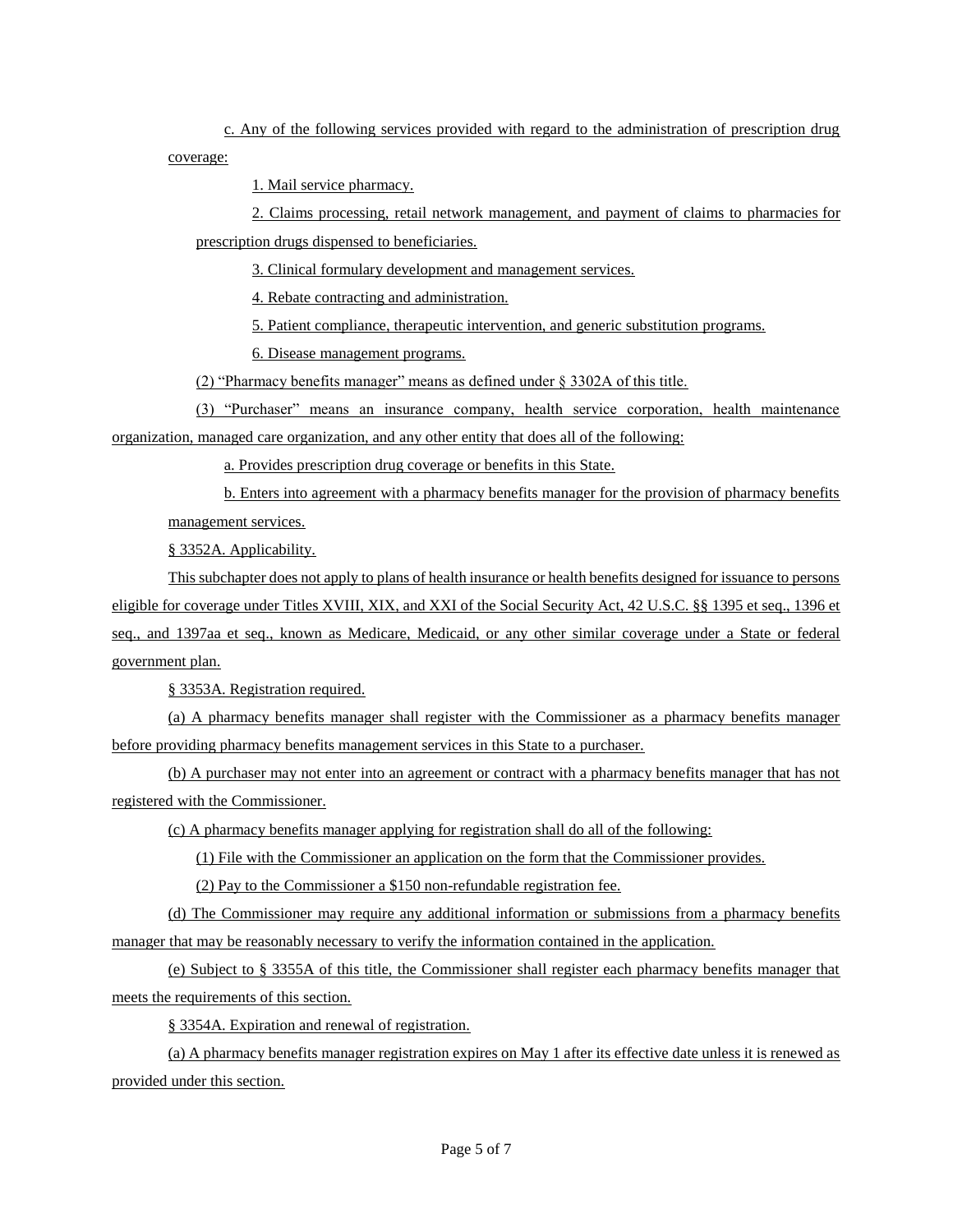c. Any of the following services provided with regard to the administration of prescription drug coverage:

1. Mail service pharmacy.

2. Claims processing, retail network management, and payment of claims to pharmacies for prescription drugs dispensed to beneficiaries.

3. Clinical formulary development and management services.

4. Rebate contracting and administration.

5. Patient compliance, therapeutic intervention, and generic substitution programs.

6. Disease management programs.

(2) "Pharmacy benefits manager" means as defined under § 3302A of this title.

(3) "Purchaser" means an insurance company, health service corporation, health maintenance organization, managed care organization, and any other entity that does all of the following:

a. Provides prescription drug coverage or benefits in this State.

b. Enters into agreement with a pharmacy benefits manager for the provision of pharmacy benefits management services.

§ 3352A. Applicability.

This subchapter does not apply to plans of health insurance or health benefits designed for issuance to persons eligible for coverage under Titles XVIII, XIX, and XXI of the Social Security Act, 42 U.S.C. §§ 1395 et seq., 1396 et seq., and 1397aa et seq., known as Medicare, Medicaid, or any other similar coverage under a State or federal government plan.

§ 3353A. Registration required.

(a) A pharmacy benefits manager shall register with the Commissioner as a pharmacy benefits manager before providing pharmacy benefits management services in this State to a purchaser.

(b) A purchaser may not enter into an agreement or contract with a pharmacy benefits manager that has not registered with the Commissioner.

(c) A pharmacy benefits manager applying for registration shall do all of the following:

(1) File with the Commissioner an application on the form that the Commissioner provides.

(2) Pay to the Commissioner a $150 non-refundable registration fee.

(d) The Commissioner may require any additional information or submissions from a pharmacy benefits manager that may be reasonably necessary to verify the information contained in the application.

(e) Subject to § 3355A of this title, the Commissioner shall register each pharmacy benefits manager that meets the requirements of this section.

§ 3354A. Expiration and renewal of registration.

(a) A pharmacy benefits manager registration expires on May 1 after its effective date unless it is renewed as provided under this section.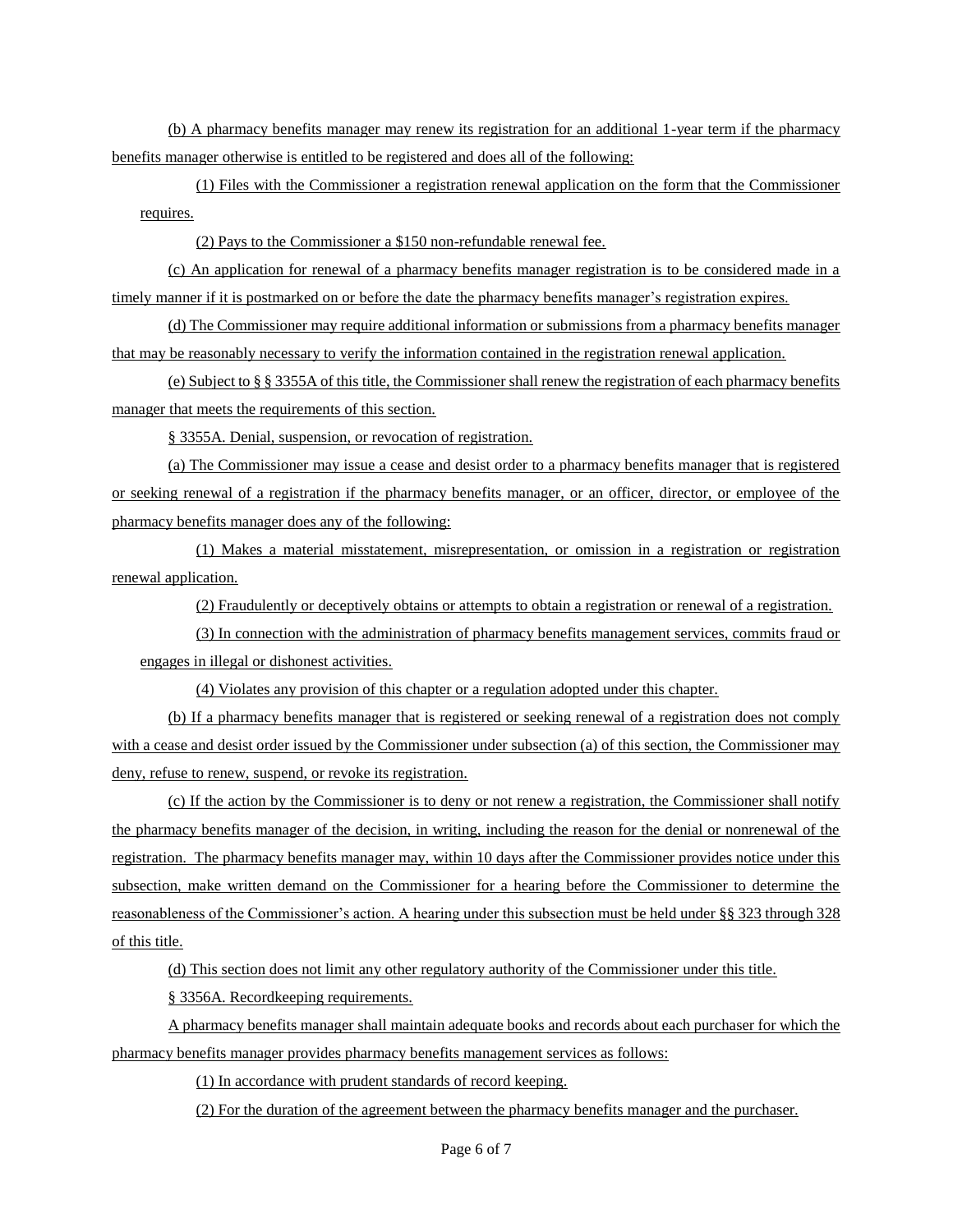(b) A pharmacy benefits manager may renew its registration for an additional 1-year term if the pharmacy benefits manager otherwise is entitled to be registered and does all of the following:

(1) Files with the Commissioner a registration renewal application on the form that the Commissioner requires.

(2) Pays to the Commissioner a $150 non-refundable renewal fee.

(c) An application for renewal of a pharmacy benefits manager registration is to be considered made in a timely manner if it is postmarked on or before the date the pharmacy benefits manager's registration expires.

(d) The Commissioner may require additional information or submissions from a pharmacy benefits manager that may be reasonably necessary to verify the information contained in the registration renewal application.

(e) Subject to § § 3355A of this title, the Commissioner shall renew the registration of each pharmacy benefits manager that meets the requirements of this section.

§ 3355A. Denial, suspension, or revocation of registration.

(a) The Commissioner may issue a cease and desist order to a pharmacy benefits manager that is registered or seeking renewal of a registration if the pharmacy benefits manager, or an officer, director, or employee of the pharmacy benefits manager does any of the following:

(1) Makes a material misstatement, misrepresentation, or omission in a registration or registration renewal application.

(2) Fraudulently or deceptively obtains or attempts to obtain a registration or renewal of a registration.

(3) In connection with the administration of pharmacy benefits management services, commits fraud or engages in illegal or dishonest activities.

(4) Violates any provision of this chapter or a regulation adopted under this chapter.

(b) If a pharmacy benefits manager that is registered or seeking renewal of a registration does not comply with a cease and desist order issued by the Commissioner under subsection (a) of this section, the Commissioner may deny, refuse to renew, suspend, or revoke its registration.

(c) If the action by the Commissioner is to deny or not renew a registration, the Commissioner shall notify the pharmacy benefits manager of the decision, in writing, including the reason for the denial or nonrenewal of the registration. The pharmacy benefits manager may, within 10 days after the Commissioner provides notice under this subsection, make written demand on the Commissioner for a hearing before the Commissioner to determine the reasonableness of the Commissioner's action. A hearing under this subsection must be held under §§ 323 through 328 of this title.

(d) This section does not limit any other regulatory authority of the Commissioner under this title.

§ 3356A. Recordkeeping requirements.

A pharmacy benefits manager shall maintain adequate books and records about each purchaser for which the pharmacy benefits manager provides pharmacy benefits management services as follows:

(1) In accordance with prudent standards of record keeping.

(2) For the duration of the agreement between the pharmacy benefits manager and the purchaser.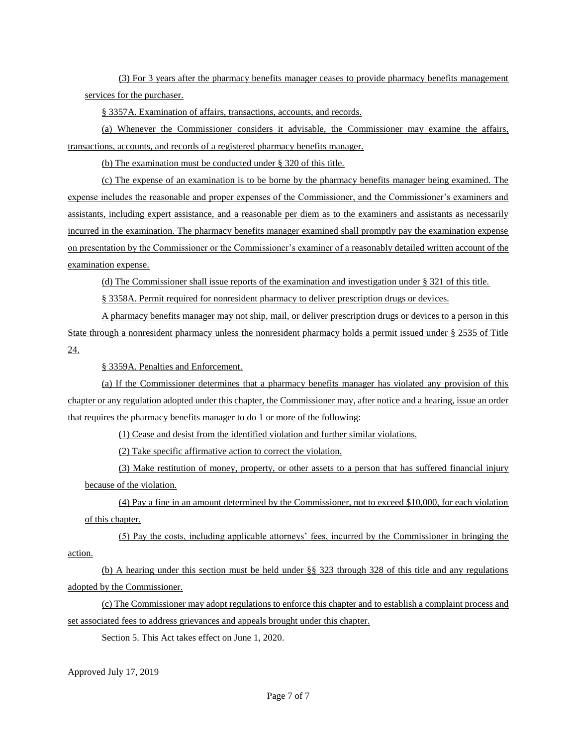(3) For 3 years after the pharmacy benefits manager ceases to provide pharmacy benefits management services for the purchaser.

§ 3357A. Examination of affairs, transactions, accounts, and records.

(a) Whenever the Commissioner considers it advisable, the Commissioner may examine the affairs, transactions, accounts, and records of a registered pharmacy benefits manager.

(b) The examination must be conducted under § 320 of this title.

(c) The expense of an examination is to be borne by the pharmacy benefits manager being examined. The expense includes the reasonable and proper expenses of the Commissioner, and the Commissioner's examiners and assistants, including expert assistance, and a reasonable per diem as to the examiners and assistants as necessarily incurred in the examination. The pharmacy benefits manager examined shall promptly pay the examination expense on presentation by the Commissioner or the Commissioner's examiner of a reasonably detailed written account of the examination expense.

(d) The Commissioner shall issue reports of the examination and investigation under § 321 of this title.

§ 3358A. Permit required for nonresident pharmacy to deliver prescription drugs or devices.

A pharmacy benefits manager may not ship, mail, or deliver prescription drugs or devices to a person in this State through a nonresident pharmacy unless the nonresident pharmacy holds a permit issued under § 2535 of Title 24.

§ 3359A. Penalties and Enforcement.

(a) If the Commissioner determines that a pharmacy benefits manager has violated any provision of this chapter or any regulation adopted under this chapter, the Commissioner may, after notice and a hearing, issue an order that requires the pharmacy benefits manager to do 1 or more of the following:

(1) Cease and desist from the identified violation and further similar violations.

(2) Take specific affirmative action to correct the violation.

(3) Make restitution of money, property, or other assets to a person that has suffered financial injury because of the violation.

(4) Pay a fine in an amount determined by the Commissioner, not to exceed $10,000, for each violation of this chapter.

(5) Pay the costs, including applicable attorneys' fees, incurred by the Commissioner in bringing the action.

(b) A hearing under this section must be held under §§ 323 through 328 of this title and any regulations adopted by the Commissioner.

(c) The Commissioner may adopt regulations to enforce this chapter and to establish a complaint process and set associated fees to address grievances and appeals brought under this chapter.

Section 5. This Act takes effect on June 1, 2020.

Approved July 17, 2019